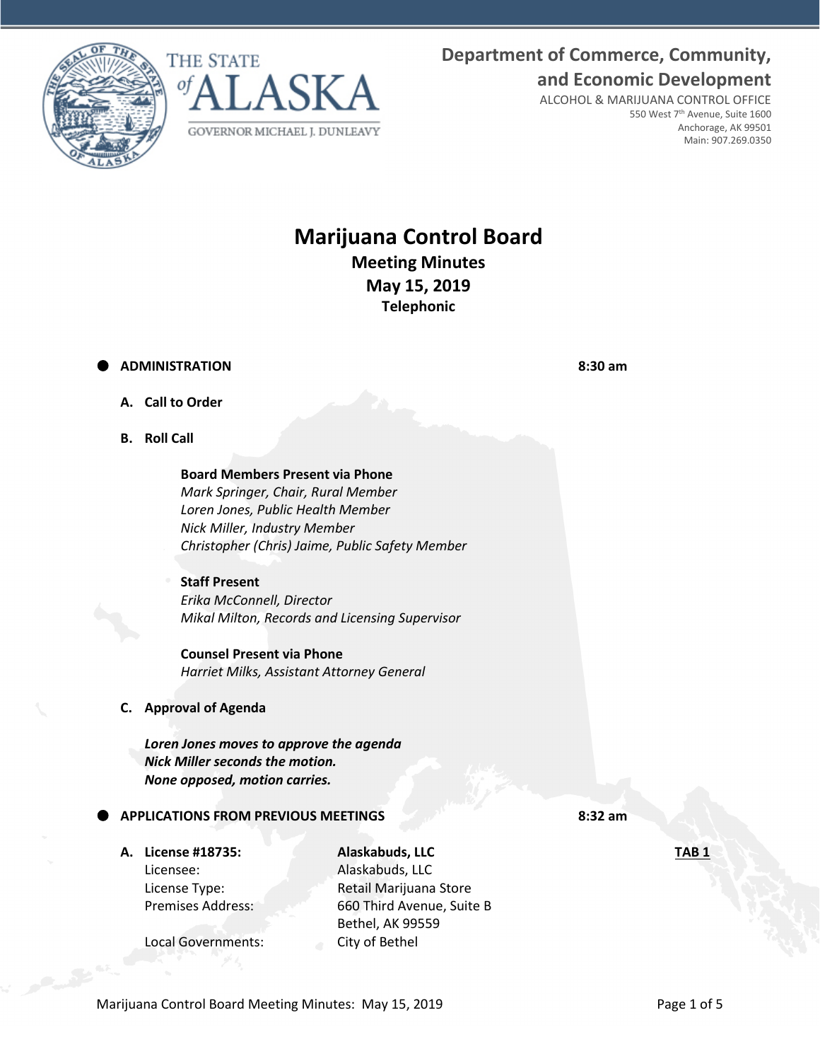Department of Commerce, Community, and Economic Development
ALCOHOL & MARIJUANA CONTROL OFFICE
550 West 7th Avenue, Suite 1600
Anchorage, AK 99501
Main: 907.269.0350

THE STATE of ALASKA
GOVERNOR MICHAEL J. DUNLEAVY

# Marijuana Control Board
## Meeting Minutes
## May 15, 2019
### Telephonic

- **ADMINISTRATION** **8:30 am**

**A. Call to Order**

**B. Roll Call**

**Board Members Present via Phone**
*Mark Springer, Chair, Rural Member*
*Loren Jones, Public Health Member*
*Nick Miller, Industry Member*
*Christopher (Chris) Jaime, Public Safety Member*

**Staff Present**
*Erika McConnell, Director*
*Mikal Milton, Records and Licensing Supervisor*

**Counsel Present via Phone**
*Harriet Milks, Assistant Attorney General*

**C. Approval of Agenda**

***Loren Jones moves to approve the agenda***
***Nick Miller seconds the motion.***
***None opposed, motion carries.***

- **APPLICATIONS FROM PREVIOUS MEETINGS** **8:32 am**

**A. License #18735:** **Alaskabuds, LLC** **TAB 1**

| | |
|---|---|
| Licensee: | Alaskabuds, LLC |
| License Type: | Retail Marijuana Store |
| Premises Address: | 660 Third Avenue, Suite B<br>Bethel, AK 99559 |
| Local Governments: | City of Bethel |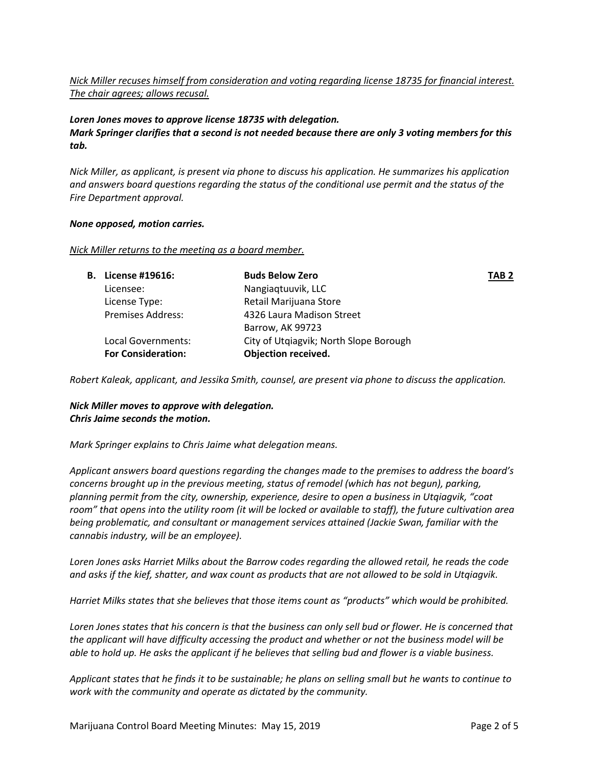_Nick Miller recuses himself from consideration and voting regarding license 18735 for financial interest. The chair agrees; allows recusal._

***Loren Jones moves to approve license 18735 with delegation.***
***Mark Springer clarifies that a second is not needed because there are only 3 voting members for this tab.***

*Nick Miller, as applicant, is present via phone to discuss his application. He summarizes his application and answers board questions regarding the status of the conditional use permit and the status of the Fire Department approval.*

***None opposed, motion carries.***

_Nick Miller returns to the meeting as a board member._

| **B. License #19616:** | **Buds Below Zero** | **TAB 2** |
|---|---|---|
| Licensee: | Nangiaqtuuvik, LLC | |
| License Type: | Retail Marijuana Store | |
| Premises Address: | 4326 Laura Madison Street<br>Barrow, AK 99723 | |
| Local Governments: | City of Utqiagvik; North Slope Borough | |
| **For Consideration:** | **Objection received.** | |

*Robert Kaleak, applicant, and Jessika Smith, counsel, are present via phone to discuss the application.*

***Nick Miller moves to approve with delegation.***
***Chris Jaime seconds the motion.***

*Mark Springer explains to Chris Jaime what delegation means.*

*Applicant answers board questions regarding the changes made to the premises to address the board's concerns brought up in the previous meeting, status of remodel (which has not begun), parking, planning permit from the city, ownership, experience, desire to open a business in Utqiagvik, "coat room" that opens into the utility room (it will be locked or available to staff), the future cultivation area being problematic, and consultant or management services attained (Jackie Swan, familiar with the cannabis industry, will be an employee).*

*Loren Jones asks Harriet Milks about the Barrow codes regarding the allowed retail, he reads the code and asks if the kief, shatter, and wax count as products that are not allowed to be sold in Utqiagvik.*

*Harriet Milks states that she believes that those items count as "products" which would be prohibited.*

*Loren Jones states that his concern is that the business can only sell bud or flower. He is concerned that the applicant will have difficulty accessing the product and whether or not the business model will be able to hold up. He asks the applicant if he believes that selling bud and flower is a viable business.*

*Applicant states that he finds it to be sustainable; he plans on selling small but he wants to continue to work with the community and operate as dictated by the community.*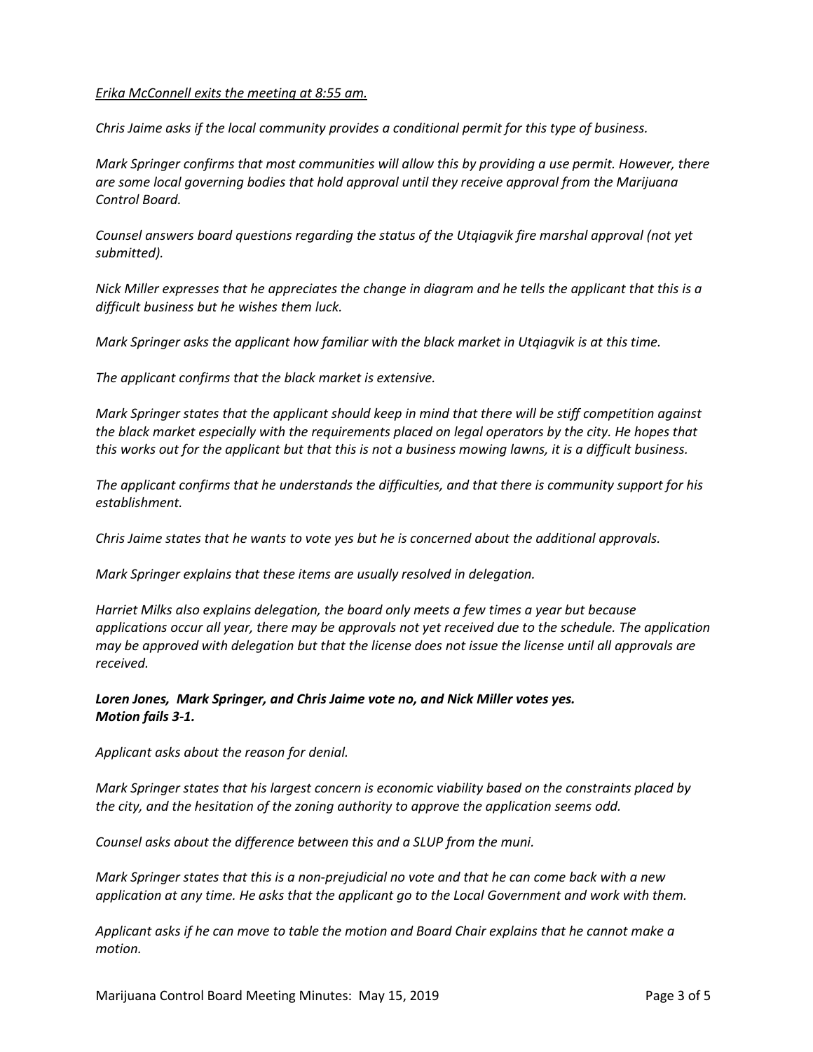*<u>Erika McConnell exits the meeting at 8:55 am.</u>*

*Chris Jaime asks if the local community provides a conditional permit for this type of business.*

*Mark Springer confirms that most communities will allow this by providing a use permit. However, there are some local governing bodies that hold approval until they receive approval from the Marijuana Control Board.*

*Counsel answers board questions regarding the status of the Utqiagvik fire marshal approval (not yet submitted).*

*Nick Miller expresses that he appreciates the change in diagram and he tells the applicant that this is a difficult business but he wishes them luck.*

*Mark Springer asks the applicant how familiar with the black market in Utqiagvik is at this time.*

*The applicant confirms that the black market is extensive.*

*Mark Springer states that the applicant should keep in mind that there will be stiff competition against the black market especially with the requirements placed on legal operators by the city. He hopes that this works out for the applicant but that this is not a business mowing lawns, it is a difficult business.*

*The applicant confirms that he understands the difficulties, and that there is community support for his establishment.*

*Chris Jaime states that he wants to vote yes but he is concerned about the additional approvals.*

*Mark Springer explains that these items are usually resolved in delegation.*

*Harriet Milks also explains delegation, the board only meets a few times a year but because applications occur all year, there may be approvals not yet received due to the schedule. The application may be approved with delegation but that the license does not issue the license until all approvals are received.*

***Loren Jones, Mark Springer, and Chris Jaime vote no, and Nick Miller votes yes.***
***Motion fails 3-1.***

*Applicant asks about the reason for denial.*

*Mark Springer states that his largest concern is economic viability based on the constraints placed by the city, and the hesitation of the zoning authority to approve the application seems odd.*

*Counsel asks about the difference between this and a SLUP from the muni.*

*Mark Springer states that this is a non-prejudicial no vote and that he can come back with a new application at any time. He asks that the applicant go to the Local Government and work with them.*

*Applicant asks if he can move to table the motion and Board Chair explains that he cannot make a motion.*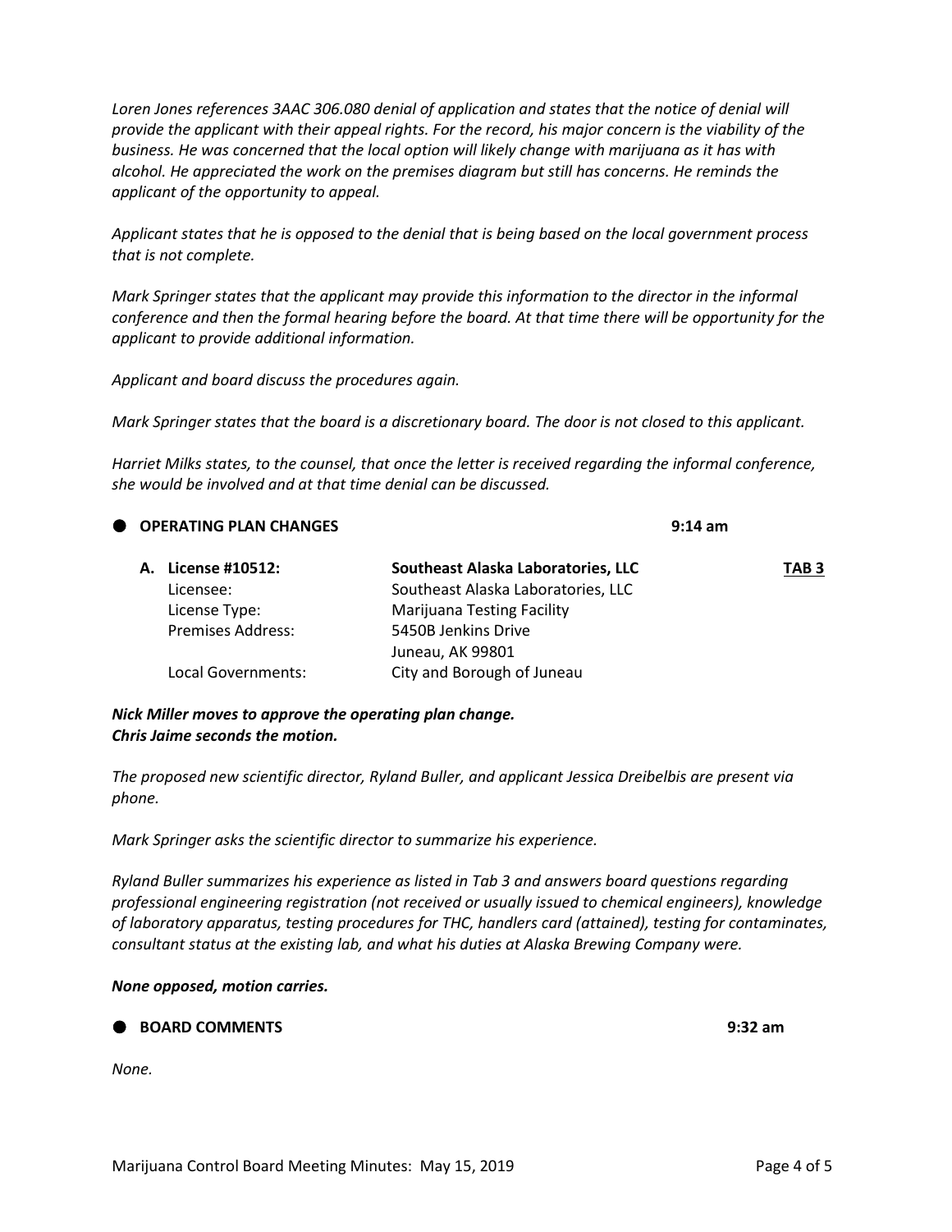*Loren Jones references 3AAC 306.080 denial of application and states that the notice of denial will provide the applicant with their appeal rights. For the record, his major concern is the viability of the business. He was concerned that the local option will likely change with marijuana as it has with alcohol. He appreciated the work on the premises diagram but still has concerns. He reminds the applicant of the opportunity to appeal.*

*Applicant states that he is opposed to the denial that is being based on the local government process that is not complete.*

*Mark Springer states that the applicant may provide this information to the director in the informal conference and then the formal hearing before the board. At that time there will be opportunity for the applicant to provide additional information.*

*Applicant and board discuss the procedures again.*

*Mark Springer states that the board is a discretionary board. The door is not closed to this applicant.*

*Harriet Milks states, to the counsel, that once the letter is received regarding the informal conference, she would be involved and at that time denial can be discussed.*

- **OPERATING PLAN CHANGES** **9:14 am**

**A. License #10512:** **Southeast Alaska Laboratories, LLC** **TAB 3**

| | |
|---|---|
| Licensee: | Southeast Alaska Laboratories, LLC |
| License Type: | Marijuana Testing Facility |
| Premises Address: | 5450B Jenkins Drive<br>Juneau, AK 99801 |
| Local Governments: | City and Borough of Juneau |

***Nick Miller moves to approve the operating plan change.***
***Chris Jaime seconds the motion.***

*The proposed new scientific director, Ryland Buller, and applicant Jessica Dreibelbis are present via phone.*

*Mark Springer asks the scientific director to summarize his experience.*

*Ryland Buller summarizes his experience as listed in Tab 3 and answers board questions regarding professional engineering registration (not received or usually issued to chemical engineers), knowledge of laboratory apparatus, testing procedures for THC, handlers card (attained), testing for contaminates, consultant status at the existing lab, and what his duties at Alaska Brewing Company were.*

***None opposed, motion carries.***

- **BOARD COMMENTS** **9:32 am**

*None.*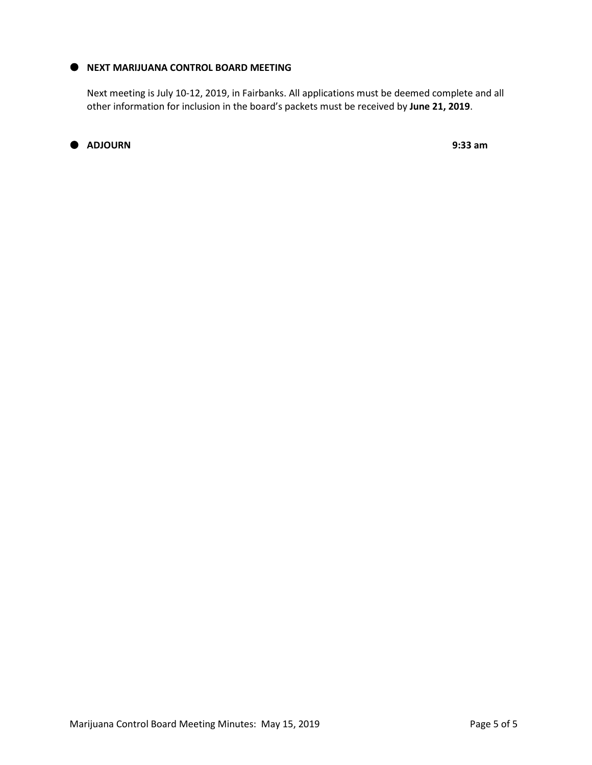- **NEXT MARIJUANA CONTROL BOARD MEETING**

  Next meeting is July 10-12, 2019, in Fairbanks. All applications must be deemed complete and all other information for inclusion in the board's packets must be received by **June 21, 2019**.

- **ADJOURN** **9:33 am**